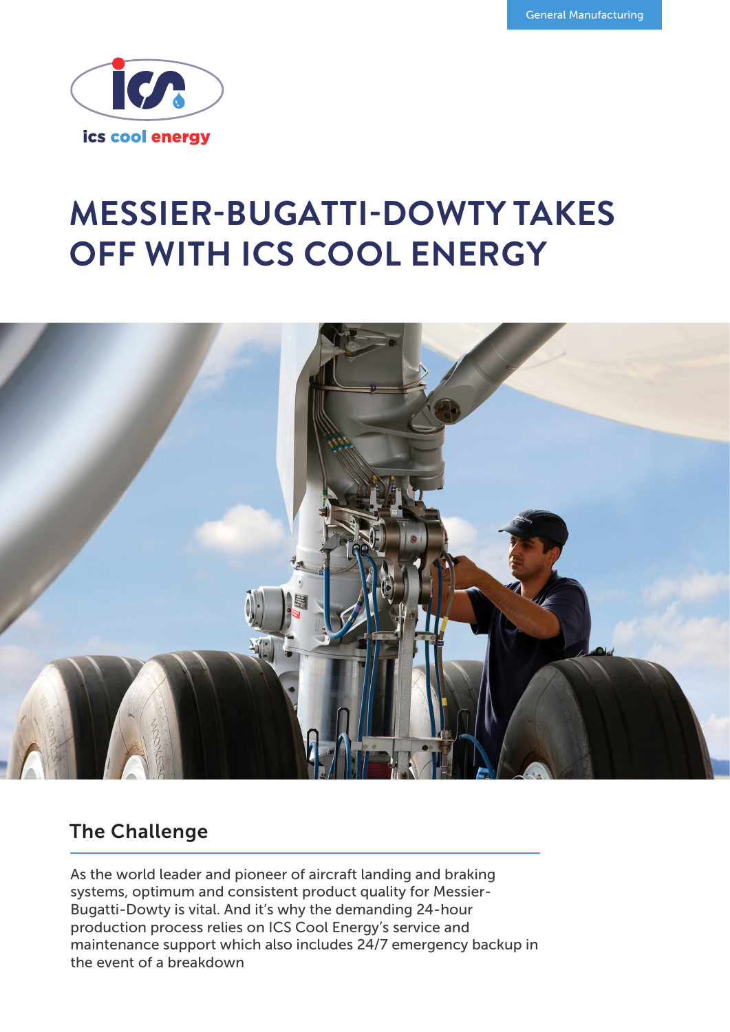General Manufacturing

ics cool energy

# MESSIER-BUGATTI-DOWTY TAKES OFF WITH ICS COOL ENERGY

## The Challenge

As the world leader and pioneer of aircraft landing and braking systems, optimum and consistent product quality for Messier-Bugatti-Dowty is vital. And it's why the demanding 24-hour production process relies on ICS Cool Energy's service and maintenance support which also includes 24/7 emergency backup in the event of a breakdown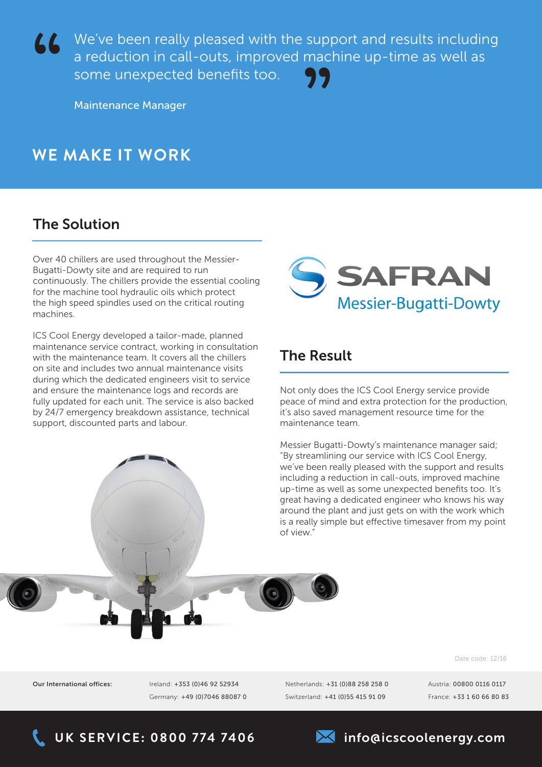> We've been really pleased with the support and results including a reduction in call-outs, improved machine up-time as well as some unexpected benefits too.

Maintenance Manager

# WE MAKE IT WORK

## The Solution

Over 40 chillers are used throughout the Messier-Bugatti-Dowty site and are required to run continuously. The chillers provide the essential cooling for the machine tool hydraulic oils which protect the high speed spindles used on the critical routing machines.

ICS Cool Energy developed a tailor-made, planned maintenance service contract, working in consultation with the maintenance team. It covers all the chillers on site and includes two annual maintenance visits during which the dedicated engineers visit to service and ensure the maintenance logs and records are fully updated for each unit. The service is also backed by 24/7 emergency breakdown assistance, technical support, discounted parts and labour.

SAFRAN Messier-Bugatti-Dowty

## The Result

Not only does the ICS Cool Energy service provide peace of mind and extra protection for the production, it's also saved management resource time for the maintenance team.

Messier Bugatti-Dowty's maintenance manager said; "By streamlining our service with ICS Cool Energy, we've been really pleased with the support and results including a reduction in call-outs, improved machine up-time as well as some unexpected benefits too. It's great having a dedicated engineer who knows his way around the plant and just gets on with the work which is a really simple but effective timesaver from my point of view."

Date code: 12/16

**Our International offices:**

Ireland: +353 (0)46 92 52934
Germany: +49 (0)7046 88087 0
Netherlands: +31 (0)88 258 258 0
Switzerland: +41 (0)55 415 91 09
Austria: 00800 0116 0117
France: +33 1 60 66 80 83

**UK SERVICE: 0800 774 7406**

**info@icscoolenergy.com**